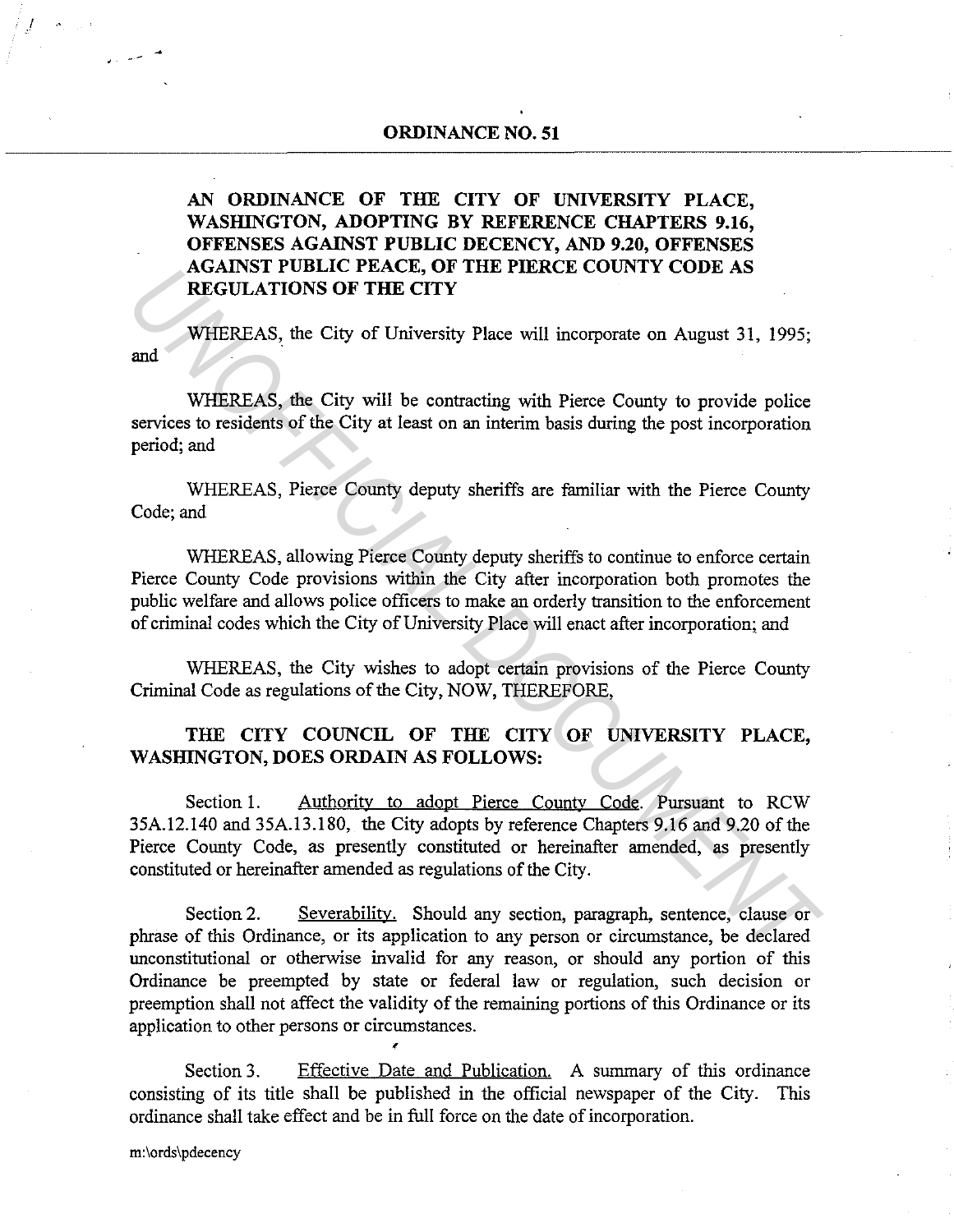# ORDINANCE NO. 51

**AN ORDINANCE OF THE CITY OF UNIVERSITY PLACE, WASHINGTON, ADOPTING BY REFERENCE CHAPTERS 9.16, OFFENSES AGAINST PUBLIC DECENCY, AND 9.20, OFFENSES AGAINST PUBLIC PEACE, OF THE PIERCE COUNTY CODE AS REGULATIONS OF THE CITY**

WHEREAS, the City of University Place will incorporate on August 31, 1995; and

WHEREAS, the City will be contracting with Pierce County to provide police services to residents of the City at least on an interim basis during the post incorporation period; and

WHEREAS, Pierce County deputy sheriffs are familiar with the Pierce County Code; and

WHEREAS, allowing Pierce County deputy sheriffs to continue to enforce certain Pierce County Code provisions within the City after incorporation both promotes the public welfare and allows police officers to make an orderly transition to the enforcement of criminal codes which the City of University Place will enact after incorporation; and

WHEREAS, the City wishes to adopt certain provisions of the Pierce County Criminal Code as regulations of the City, NOW, THEREFORE,

**THE CITY COUNCIL OF THE CITY OF UNIVERSITY PLACE, WASHINGTON, DOES ORDAIN AS FOLLOWS:**

Section 1. Authority to adopt Pierce County Code. Pursuant to RCW 35A.12.140 and 35A.13.180, the City adopts by reference Chapters 9.16 and 9.20 of the Pierce County Code, as presently constituted or hereinafter amended, as presently constituted or hereinafter amended as regulations of the City.

Section 2. Severability. Should any section, paragraph, sentence, clause or phrase of this Ordinance, or its application to any person or circumstance, be declared unconstitutional or otherwise invalid for any reason, or should any portion of this Ordinance be preempted by state or federal law or regulation, such decision or preemption shall not affect the validity of the remaining portions of this Ordinance or its application to other persons or circumstances.

Section 3. Effective Date and Publication. A summary of this ordinance consisting of its title shall be published in the official newspaper of the City. This ordinance shall take effect and be in full force on the date of incorporation.

m:\ords\pdecency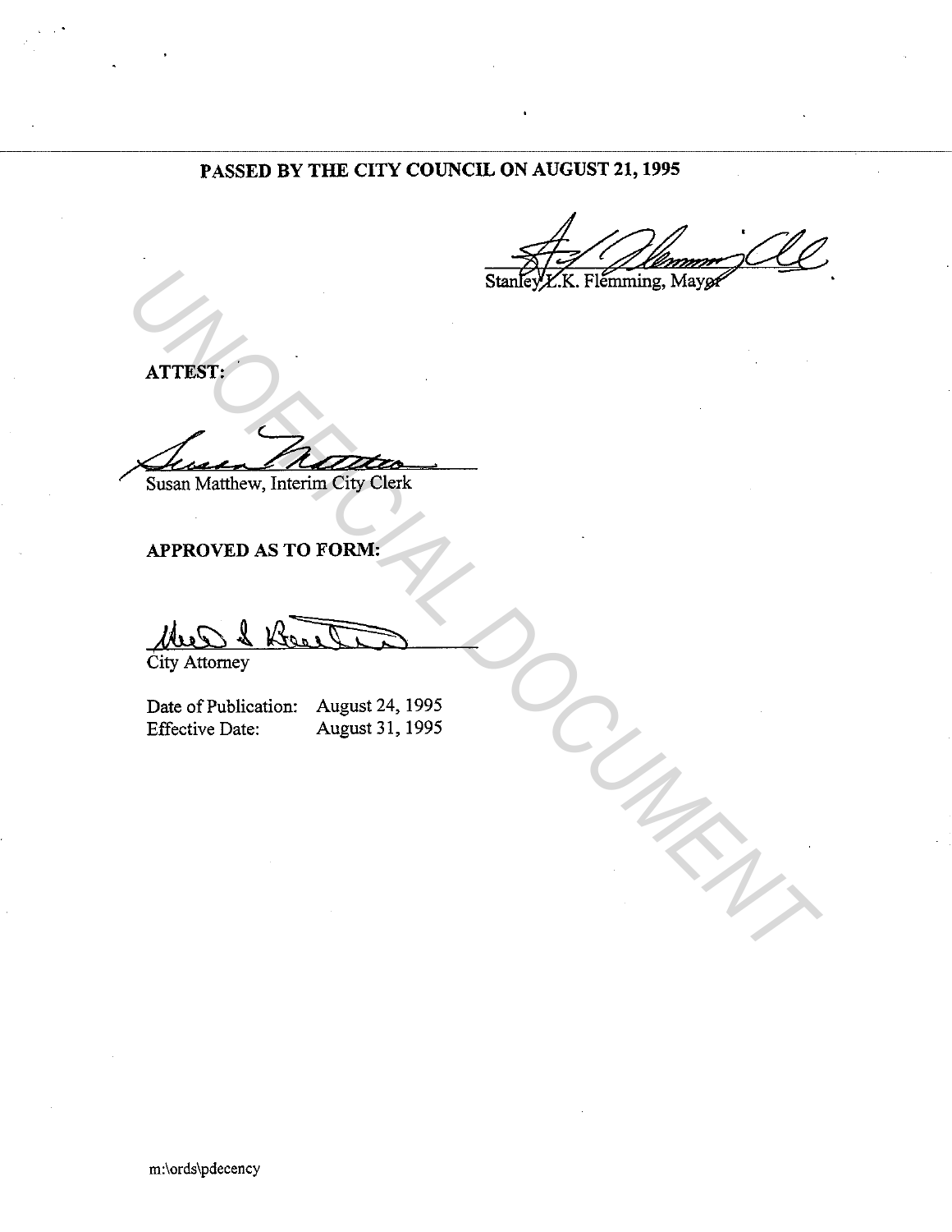**PASSED BY THE CITY COUNCIL ON AUGUST 21, 1995**

Stanley L.K. Flemming, Mayor

**ATTEST:**

Susan Matthew, Interim City Clerk

**APPROVED AS TO FORM:**

City Attorney

Date of Publication: August 24, 1995
Effective Date: August 31, 1995

m:\ords\pdecency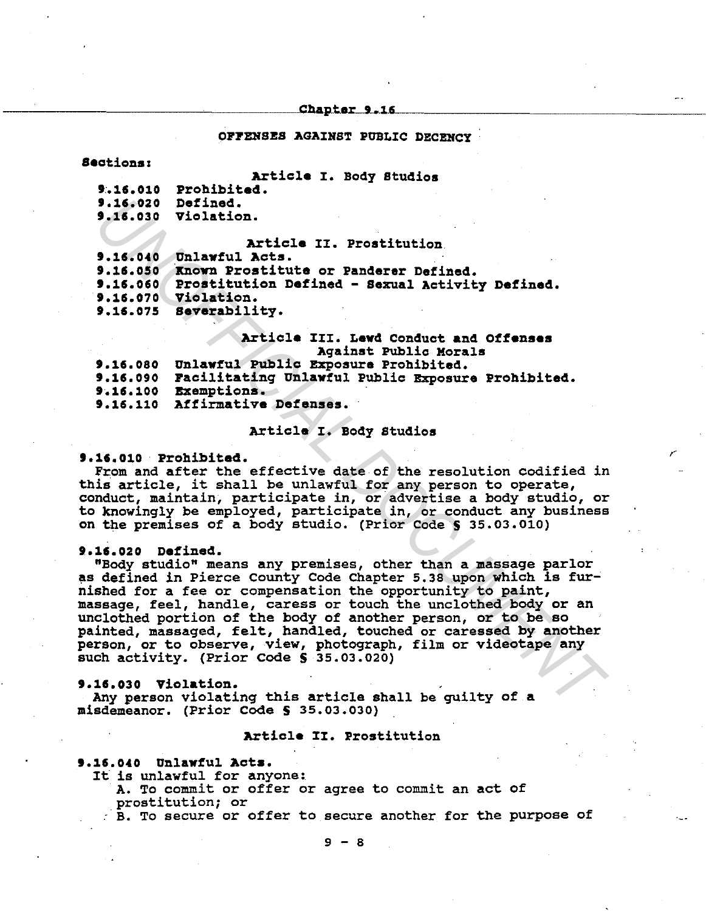## Chapter 9.16

### OFFENSES AGAINST PUBLIC DECENCY

**Sections:**

**Article I. Body Studios**

- 9.16.010 Prohibited.
- 9.16.020 Defined.
- 9.16.030 Violation.

**Article II. Prostitution**

- 9.16.040 Unlawful Acts.
- 9.16.050 Known Prostitute or Panderer Defined.
- 9.16.060 Prostitution Defined - Sexual Activity Defined.
- 9.16.070 Violation.
- 9.16.075 Severability.

**Article III. Lewd Conduct and Offenses Against Public Morals**

- 9.16.080 Unlawful Public Exposure Prohibited.
- 9.16.090 Facilitating Unlawful Public Exposure Prohibited.
- 9.16.100 Exemptions.
- 9.16.110 Affirmative Defenses.

### Article I. Body Studios

**9.16.010 Prohibited.**

From and after the effective date of the resolution codified in this article, it shall be unlawful for any person to operate, conduct, maintain, participate in, or advertise a body studio, or to knowingly be employed, participate in, or conduct any business on the premises of a body studio. (Prior Code § 35.03.010)

**9.16.020 Defined.**

"Body studio" means any premises, other than a massage parlor as defined in Pierce County Code Chapter 5.38 upon which is furnished for a fee or compensation the opportunity to paint, massage, feel, handle, caress or touch the unclothed body or an unclothed portion of the body of another person, or to be so painted, massaged, felt, handled, touched or caressed by another person, or to observe, view, photograph, film or videotape any such activity. (Prior Code § 35.03.020)

**9.16.030 Violation.**

Any person violating this article shall be guilty of a misdemeanor. (Prior Code § 35.03.030)

### Article II. Prostitution

**9.16.040 Unlawful Acts.**

It is unlawful for anyone:

A. To commit or offer or agree to commit an act of prostitution; or

B. To secure or offer to secure another for the purpose of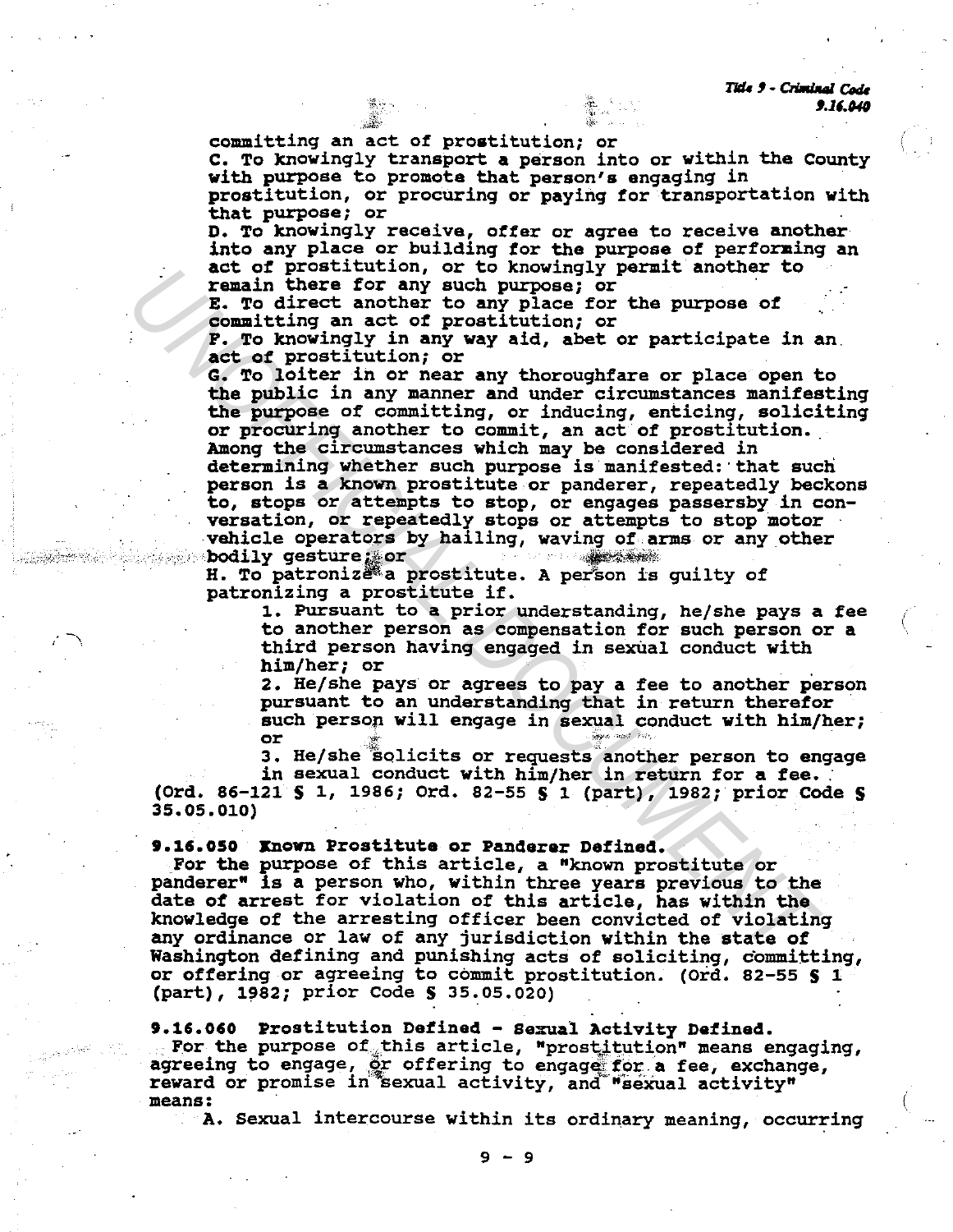committing an act of prostitution; or

C. To knowingly transport a person into or within the County with purpose to promote that person's engaging in prostitution, or procuring or paying for transportation with that purpose; or

D. To knowingly receive, offer or agree to receive another into any place or building for the purpose of performing an act of prostitution, or to knowingly permit another to remain there for any such purpose; or

E. To direct another to any place for the purpose of committing an act of prostitution; or

F. To knowingly in any way aid, abet or participate in an act of prostitution; or

G. To loiter in or near any thoroughfare or place open to the public in any manner and under circumstances manifesting the purpose of committing, or inducing, enticing, soliciting or procuring another to commit, an act of prostitution. Among the circumstances which may be considered in determining whether such purpose is manifested: that such person is a known prostitute or panderer, repeatedly beckons to, stops or attempts to stop, or engages passersby in conversation, or repeatedly stops or attempts to stop motor vehicle operators by hailing, waving of arms or any other bodily gesture; or

H. To patronize a prostitute. A person is guilty of patronizing a prostitute if.

1. Pursuant to a prior understanding, he/she pays a fee to another person as compensation for such person or a third person having engaged in sexual conduct with him/her; or
2. He/she pays or agrees to pay a fee to another person pursuant to an understanding that in return therefor such person will engage in sexual conduct with him/her; or
3. He/she solicits or requests another person to engage in sexual conduct with him/her in return for a fee.

(Ord. 86-121 § 1, 1986; Ord. 82-55 § 1 (part), 1982; prior Code § 35.05.010)

**9.16.050 Known Prostitute or Panderer Defined.**

For the purpose of this article, a "known prostitute or panderer" is a person who, within three years previous to the date of arrest for violation of this article, has within the knowledge of the arresting officer been convicted of violating any ordinance or law of any jurisdiction within the state of Washington defining and punishing acts of soliciting, committing, or offering or agreeing to commit prostitution. (Ord. 82-55 § 1 (part), 1982; prior Code § 35.05.020)

**9.16.060 Prostitution Defined - Sexual Activity Defined.**

For the purpose of this article, "prostitution" means engaging, agreeing to engage, or offering to engage for a fee, exchange, reward or promise in sexual activity, and "sexual activity" means:

A. Sexual intercourse within its ordinary meaning, occurring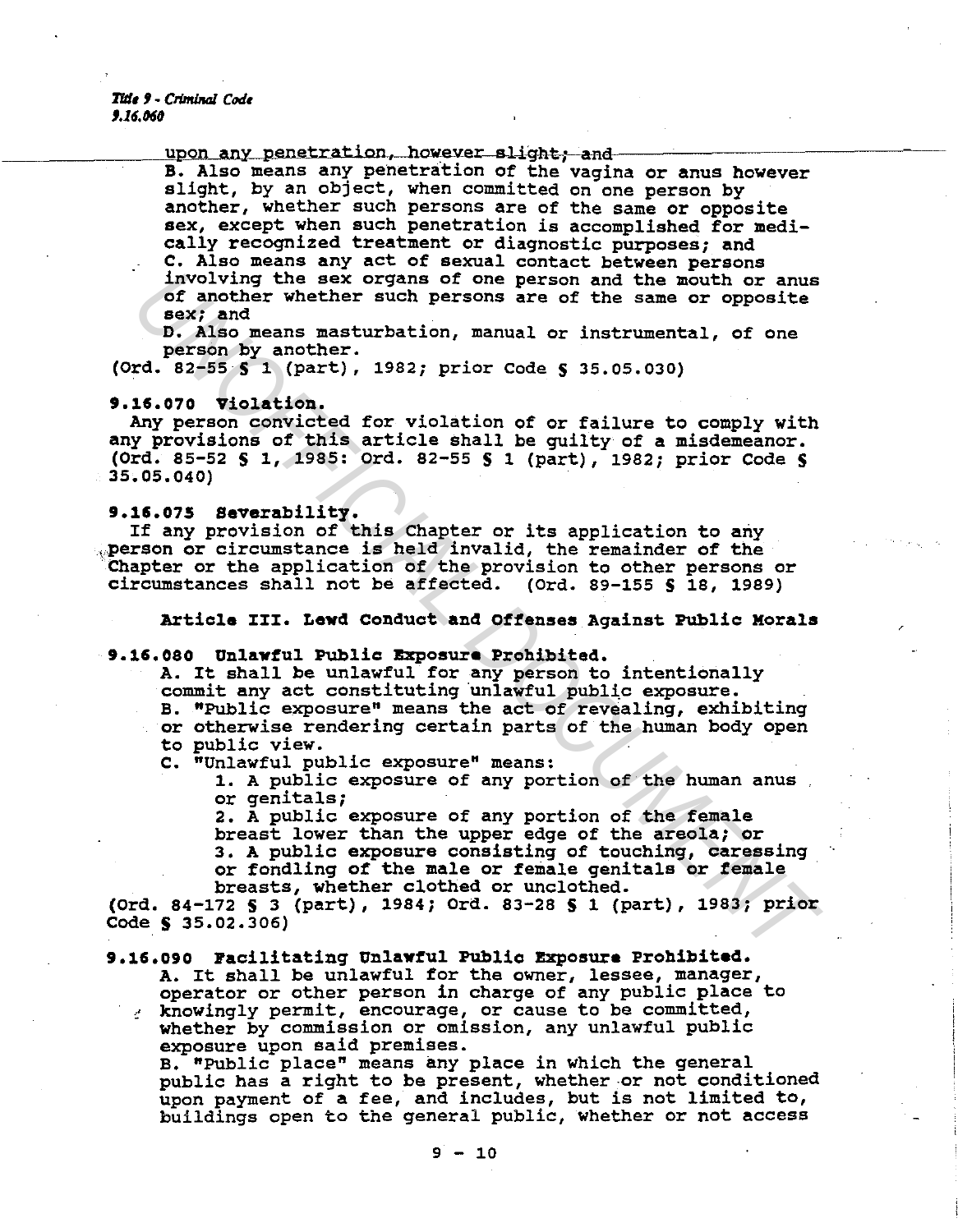upon any penetration, however slight; and

B. Also means any penetration of the vagina or anus however slight, by an object, when committed on one person by another, whether such persons are of the same or opposite sex, except when such penetration is accomplished for medically recognized treatment or diagnostic purposes; and

C. Also means any act of sexual contact between persons involving the sex organs of one person and the mouth or anus of another whether such persons are of the same or opposite sex; and

D. Also means masturbation, manual or instrumental, of one person by another.

(Ord. 82-55 § 1 (part), 1982; prior Code § 35.05.030)

**9.16.070 Violation.**

Any person convicted for violation of or failure to comply with any provisions of this article shall be guilty of a misdemeanor. (Ord. 85-52 § 1, 1985: Ord. 82-55 § 1 (part), 1982; prior Code § 35.05.040)

**9.16.075 Severability.**

If any provision of this Chapter or its application to any person or circumstance is held invalid, the remainder of the Chapter or the application of the provision to other persons or circumstances shall not be affected. (Ord. 89-155 § 18, 1989)

## Article III. Lewd Conduct and Offenses Against Public Morals

**9.16.080 Unlawful Public Exposure Prohibited.**

A. It shall be unlawful for any person to intentionally commit any act constituting unlawful public exposure.

B. "Public exposure" means the act of revealing, exhibiting or otherwise rendering certain parts of the human body open to public view.

C. "Unlawful public exposure" means:

1. A public exposure of any portion of the human anus or genitals;
2. A public exposure of any portion of the female breast lower than the upper edge of the areola; or
3. A public exposure consisting of touching, caressing or fondling of the male or female genitals or female breasts, whether clothed or unclothed.

(Ord. 84-172 § 3 (part), 1984; Ord. 83-28 § 1 (part), 1983; prior Code § 35.02.306)

**9.16.090 Facilitating Unlawful Public Exposure Prohibited.**

A. It shall be unlawful for the owner, lessee, manager, operator or other person in charge of any public place to knowingly permit, encourage, or cause to be committed, whether by commission or omission, any unlawful public exposure upon said premises.

B. "Public place" means any place in which the general public has a right to be present, whether or not conditioned upon payment of a fee, and includes, but is not limited to, buildings open to the general public, whether or not access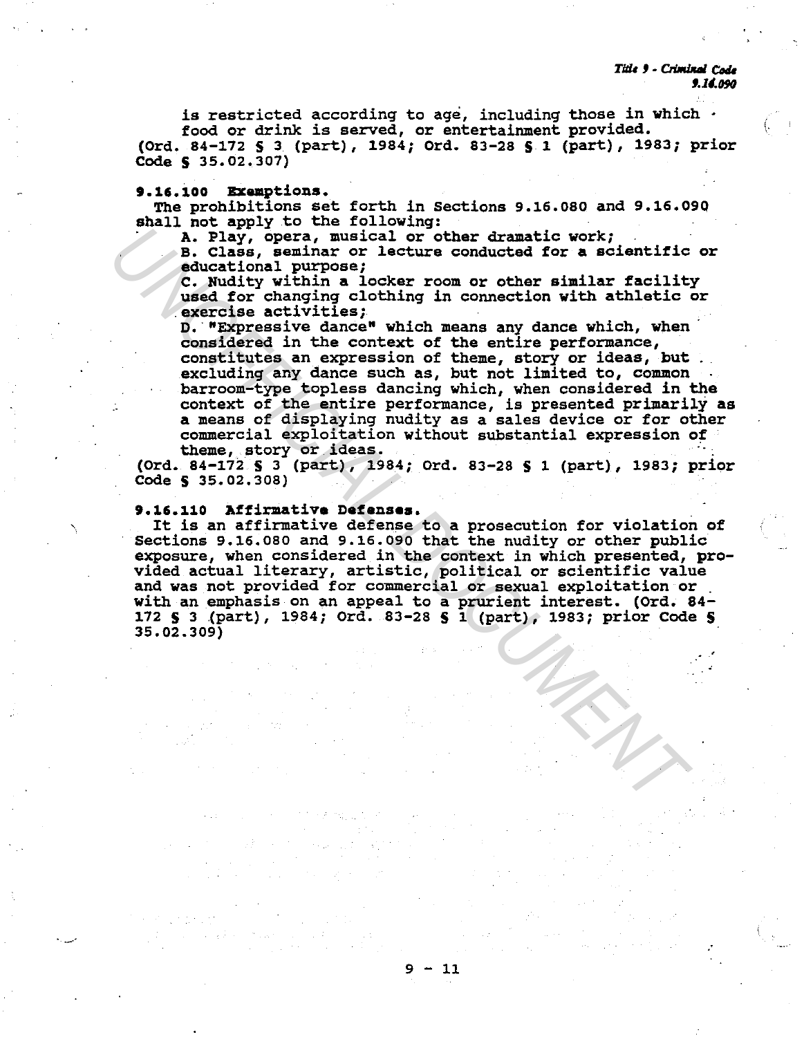is restricted according to age, including those in which food or drink is served, or entertainment provided.
(Ord. 84-172 § 3 (part), 1984; Ord. 83-28 § 1 (part), 1983; prior Code § 35.02.307)

**9.16.100 Exemptions.**

The prohibitions set forth in Sections 9.16.080 and 9.16.090 shall not apply to the following:

A. Play, opera, musical or other dramatic work;

B. Class, seminar or lecture conducted for a scientific or educational purpose;

C. Nudity within a locker room or other similar facility used for changing clothing in connection with athletic or exercise activities;

D. "Expressive dance" which means any dance which, when considered in the context of the entire performance, constitutes an expression of theme, story or ideas, but excluding any dance such as, but not limited to, common barroom-type topless dancing which, when considered in the context of the entire performance, is presented primarily as a means of displaying nudity as a sales device or for other commercial exploitation without substantial expression of theme, story or ideas.

(Ord. 84-172 § 3 (part), 1984; Ord. 83-28 § 1 (part), 1983; prior Code § 35.02.308)

**9.16.110 Affirmative Defenses.**

It is an affirmative defense to a prosecution for violation of Sections 9.16.080 and 9.16.090 that the nudity or other public exposure, when considered in the context in which presented, provided actual literary, artistic, political or scientific value and was not provided for commercial or sexual exploitation or with an emphasis on an appeal to a prurient interest. (Ord. 84-172 § 3 (part), 1984; Ord. 83-28 § 1 (part), 1983; prior Code § 35.02.309)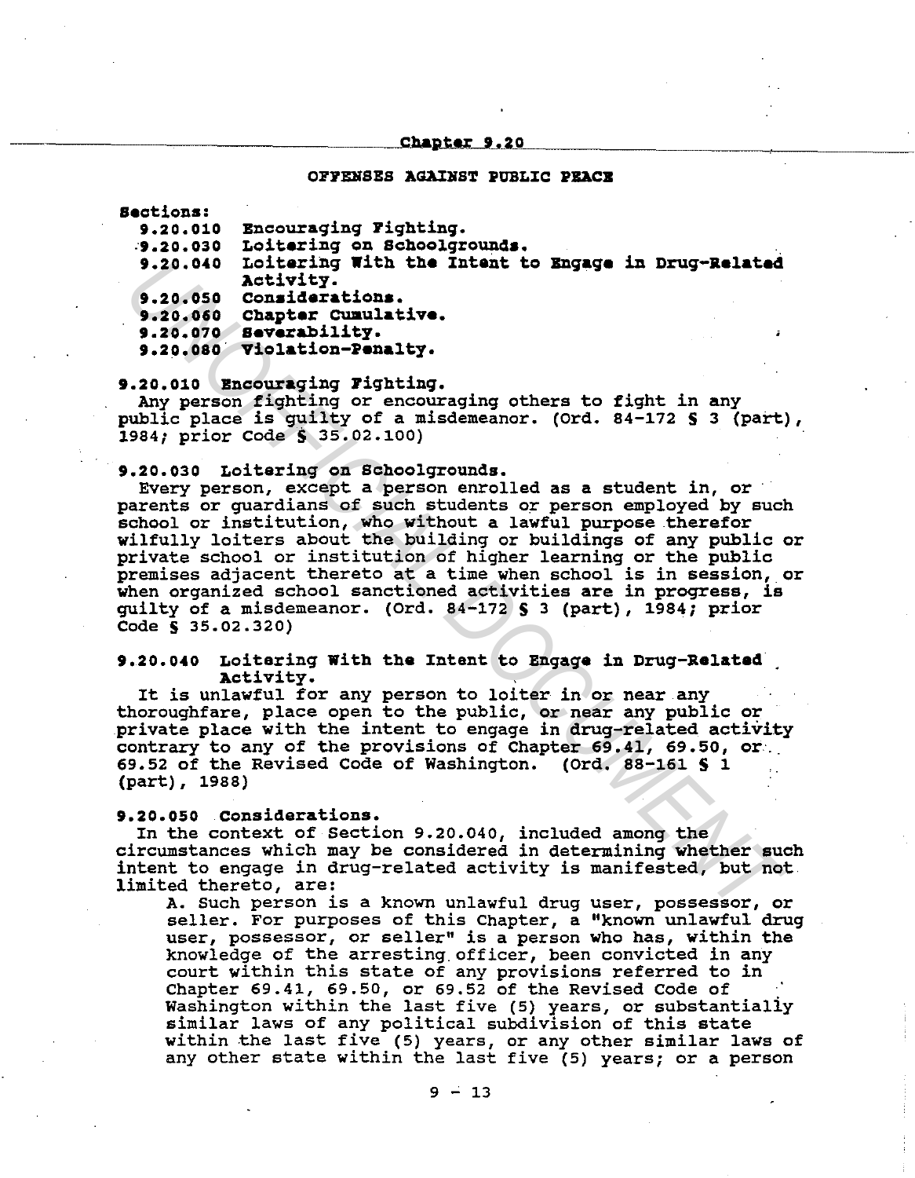## Chapter 9.20

### OFFENSES AGAINST PUBLIC PEACE

**Sections:**

- **9.20.010 Encouraging Fighting.**
- **9.20.030 Loitering on Schoolgrounds.**
- **9.20.040 Loitering With the Intent to Engage in Drug-Related Activity.**
- **9.20.050 Considerations.**
- **9.20.060 Chapter Cumulative.**
- **9.20.070 Severability.**
- **9.20.080 Violation-Penalty.**

**9.20.010 Encouraging Fighting.**

Any person fighting or encouraging others to fight in any public place is guilty of a misdemeanor. (Ord. 84-172 § 3 (part), 1984; prior Code § 35.02.100)

**9.20.030 Loitering on Schoolgrounds.**

Every person, except a person enrolled as a student in, or parents or guardians of such students or person employed by such school or institution, who without a lawful purpose therefor wilfully loiters about the building or buildings of any public or private school or institution of higher learning or the public premises adjacent thereto at a time when school is in session, or when organized school sanctioned activities are in progress, is guilty of a misdemeanor. (Ord. 84-172 § 3 (part), 1984; prior Code § 35.02.320)

**9.20.040 Loitering With the Intent to Engage in Drug-Related Activity.**

It is unlawful for any person to loiter in or near any thoroughfare, place open to the public, or near any public or private place with the intent to engage in drug-related activity contrary to any of the provisions of Chapter 69.41, 69.50, or 69.52 of the Revised Code of Washington. (Ord. 88-161 § 1 (part), 1988)

**9.20.050 Considerations.**

In the context of Section 9.20.040, included among the circumstances which may be considered in determining whether such intent to engage in drug-related activity is manifested, but not limited thereto, are:

A. Such person is a known unlawful drug user, possessor, or seller. For purposes of this Chapter, a "known unlawful drug user, possessor, or seller" is a person who has, within the knowledge of the arresting officer, been convicted in any court within this state of any provisions referred to in Chapter 69.41, 69.50, or 69.52 of the Revised Code of Washington within the last five (5) years, or substantially similar laws of any political subdivision of this state within the last five (5) years, or any other similar laws of any other state within the last five (5) years; or a person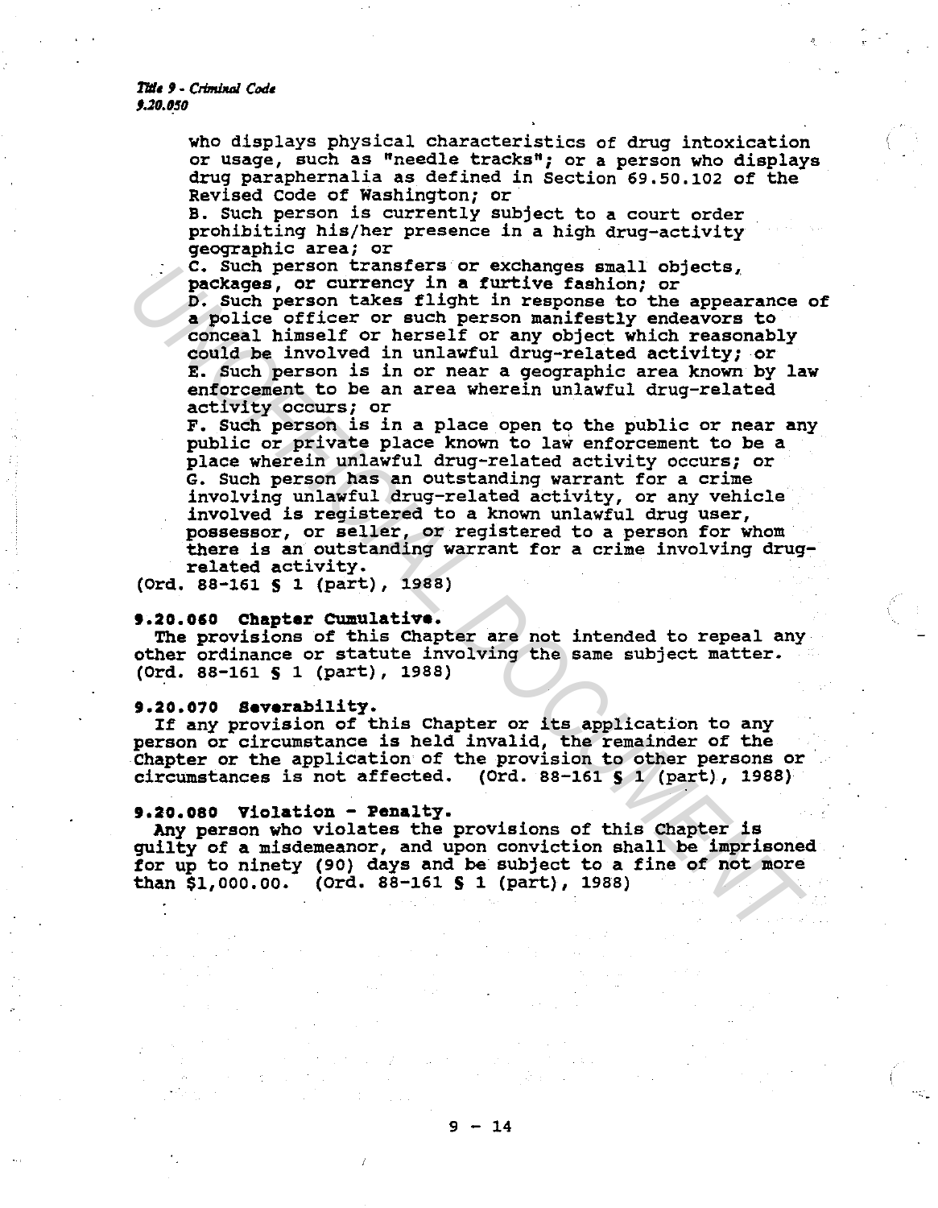who displays physical characteristics of drug intoxication or usage, such as "needle tracks"; or a person who displays drug paraphernalia as defined in Section 69.50.102 of the Revised Code of Washington; or

B. Such person is currently subject to a court order prohibiting his/her presence in a high drug-activity geographic area; or

C. Such person transfers or exchanges small objects, packages, or currency in a furtive fashion; or

D. Such person takes flight in response to the appearance of a police officer or such person manifestly endeavors to conceal himself or herself or any object which reasonably could be involved in unlawful drug-related activity; or

E. Such person is in or near a geographic area known by law enforcement to be an area wherein unlawful drug-related activity occurs; or

F. Such person is in a place open to the public or near any public or private place known to law enforcement to be a place wherein unlawful drug-related activity occurs; or

G. Such person has an outstanding warrant for a crime involving unlawful drug-related activity, or any vehicle involved is registered to a known unlawful drug user, possessor, or seller, or registered to a person for whom there is an outstanding warrant for a crime involving drug-related activity.

(Ord. 88-161 § 1 (part), 1988)

**9.20.060 Chapter Cumulative.**

The provisions of this Chapter are not intended to repeal any other ordinance or statute involving the same subject matter. (Ord. 88-161 § 1 (part), 1988)

**9.20.070 Severability.**

If any provision of this Chapter or its application to any person or circumstance is held invalid, the remainder of the Chapter or the application of the provision to other persons or circumstances is not affected. (Ord. 88-161 § 1 (part), 1988)

**9.20.080 Violation - Penalty.**

Any person who violates the provisions of this Chapter is guilty of a misdemeanor, and upon conviction shall be imprisoned for up to ninety (90) days and be subject to a fine of not more than $1,000.00. (Ord. 88-161 § 1 (part), 1988)